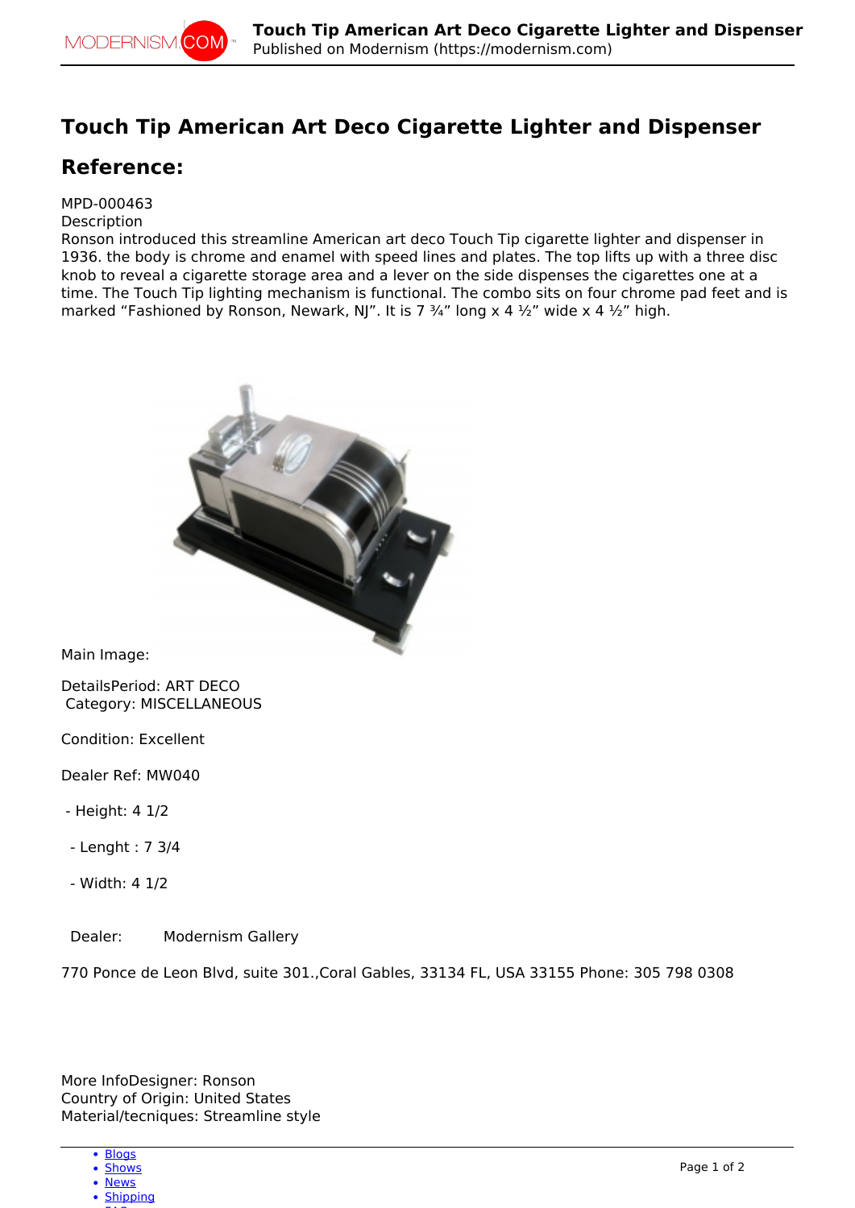# Touch Tip American Art Deco Cigarette Lighter and Dispenser

## Reference:

MPD-000463
Description
Ronson introduced this streamline American art deco Touch Tip cigarette lighter and dispenser in 1936. the body is chrome and enamel with speed lines and plates. The top lifts up with a three disc knob to reveal a cigarette storage area and a lever on the side dispenses the cigarettes one at a time. The Touch Tip lighting mechanism is functional. The combo sits on four chrome pad feet and is marked “Fashioned by Ronson, Newark, NJ”. It is 7 ¾” long x 4 ½” wide x 4 ½” high.

Main Image:

DetailsPeriod: ART DECO
Category: MISCELLANEOUS

Condition: Excellent

Dealer Ref: MW040

- Height: 4 1/2

- Lenght : 7 3/4

- Width: 4 1/2

Dealer: Modernism Gallery

770 Ponce de Leon Blvd, suite 301.,Coral Gables, 33134 FL, USA 33155 Phone: 305 798 0308

More InfoDesigner: Ronson
Country of Origin: United States
Material/tecniques: Streamline style

- Blogs
- Shows
- News
- Shipping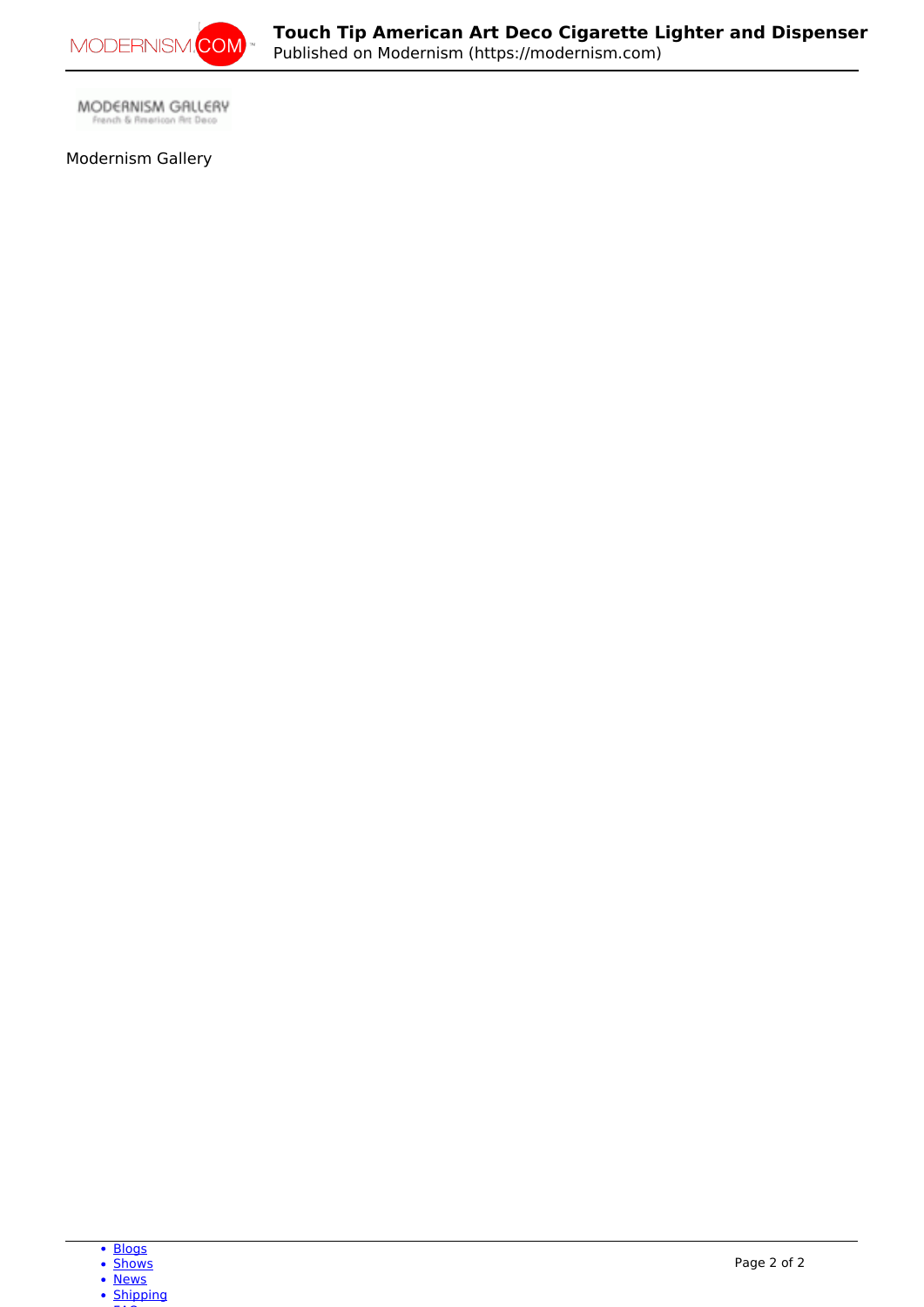Modernism Gallery

- Blogs
- Shows
- News
- Shipping